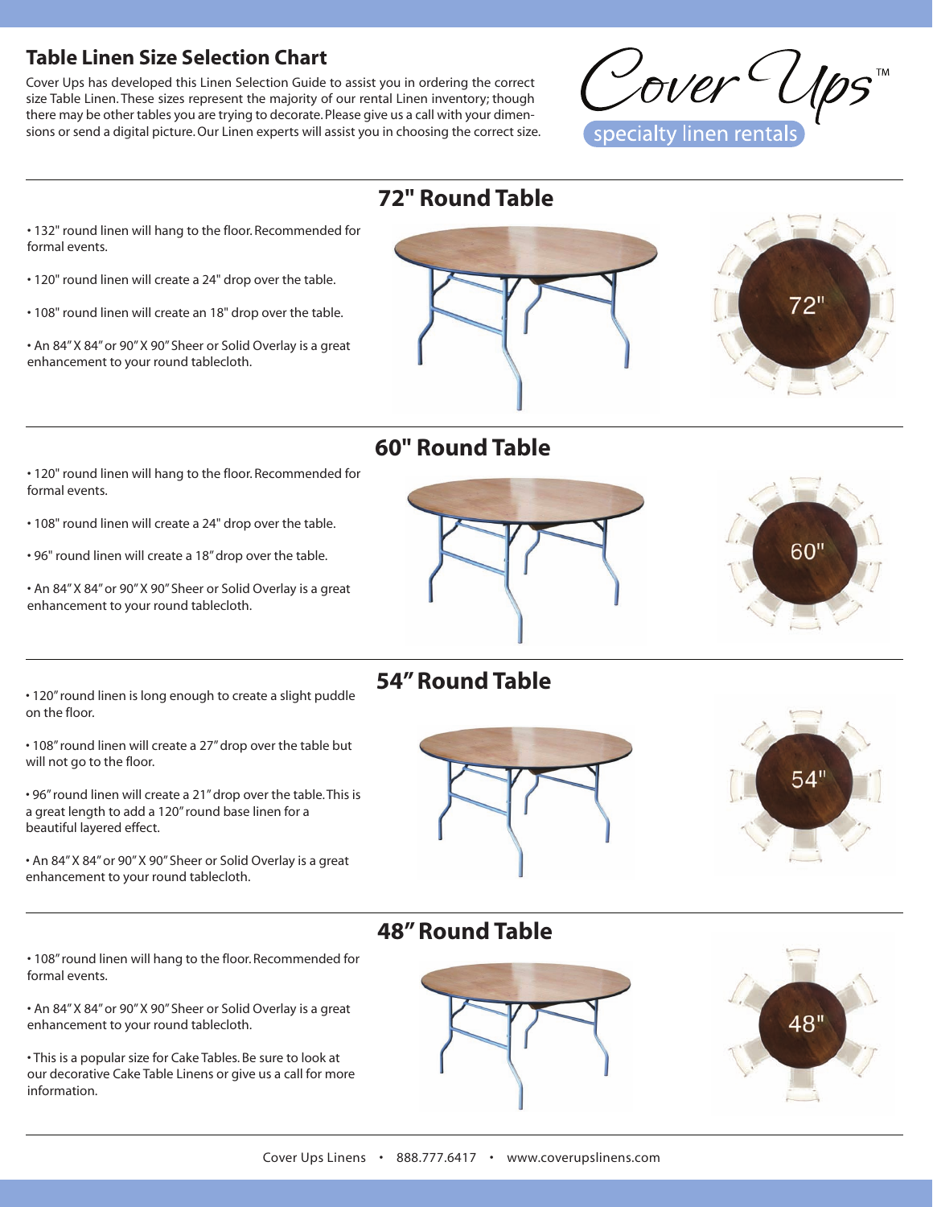# Table Linen Size Selection Chart

Cover Ups has developed this Linen Selection Guide to assist you in ordering the correct size Table Linen. These sizes represent the majority of our rental Linen inventory; though there may be other tables you are trying to decorate. Please give us a call with your dimensions or send a digital picture. Our Linen experts will assist you in choosing the correct size.

Cover Ups™

specialty linen rentals

## 72" Round Table

- 132" round linen will hang to the floor. Recommended for formal events.
- 120" round linen will create a 24" drop over the table.
- 108" round linen will create an 18" drop over the table.
- An 84" X 84" or 90" X 90" Sheer or Solid Overlay is a great enhancement to your round tablecloth.

## 60" Round Table

- 120" round linen will hang to the floor. Recommended for formal events.
- 108" round linen will create a 24" drop over the table.
- 96" round linen will create a 18" drop over the table.
- An 84" X 84" or 90" X 90" Sheer or Solid Overlay is a great enhancement to your round tablecloth.

## 54" Round Table

- 120" round linen is long enough to create a slight puddle on the floor.
- 108" round linen will create a 27" drop over the table but will not go to the floor.
- 96" round linen will create a 21" drop over the table. This is a great length to add a 120" round base linen for a beautiful layered effect.
- An 84" X 84" or 90" X 90" Sheer or Solid Overlay is a great enhancement to your round tablecloth.

## 48" Round Table

- 108" round linen will hang to the floor. Recommended for formal events.
- An 84" X 84" or 90" X 90" Sheer or Solid Overlay is a great enhancement to your round tablecloth.
- This is a popular size for Cake Tables. Be sure to look at our decorative Cake Table Linens or give us a call for more information.

Cover Ups Linens • 888.777.6417 • www.coverupslinens.com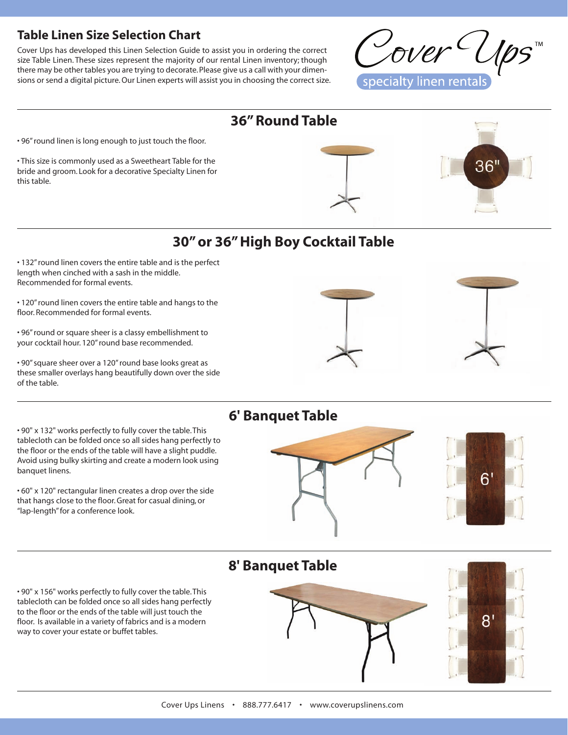## Table Linen Size Selection Chart

Cover Ups has developed this Linen Selection Guide to assist you in ordering the correct size Table Linen. These sizes represent the majority of our rental Linen inventory; though there may be other tables you are trying to decorate. Please give us a call with your dimensions or send a digital picture. Our Linen experts will assist you in choosing the correct size.

Cover Ups™
specialty linen rentals

### 36" Round Table

- 96" round linen is long enough to just touch the floor.
- This size is commonly used as a Sweetheart Table for the bride and groom. Look for a decorative Specialty Linen for this table.

36"

### 30" or 36" High Boy Cocktail Table

- 132" round linen covers the entire table and is the perfect length when cinched with a sash in the middle. Recommended for formal events.
- 120" round linen covers the entire table and hangs to the floor. Recommended for formal events.
- 96" round or square sheer is a classy embellishment to your cocktail hour. 120" round base recommended.
- 90" square sheer over a 120" round base looks great as these smaller overlays hang beautifully down over the side of the table.

### 6' Banquet Table

- 90" x 132" works perfectly to fully cover the table. This tablecloth can be folded once so all sides hang perfectly to the floor or the ends of the table will have a slight puddle. Avoid using bulky skirting and create a modern look using banquet linens.
- 60" x 120" rectangular linen creates a drop over the side that hangs close to the floor. Great for casual dining, or "lap-length" for a conference look.

6'

### 8' Banquet Table

- 90" x 156" works perfectly to fully cover the table. This tablecloth can be folded once so all sides hang perfectly to the floor or the ends of the table will just touch the floor. Is available in a variety of fabrics and is a modern way to cover your estate or buffet tables.

8'

Cover Ups Linens • 888.777.6417 • www.coverupslinens.com